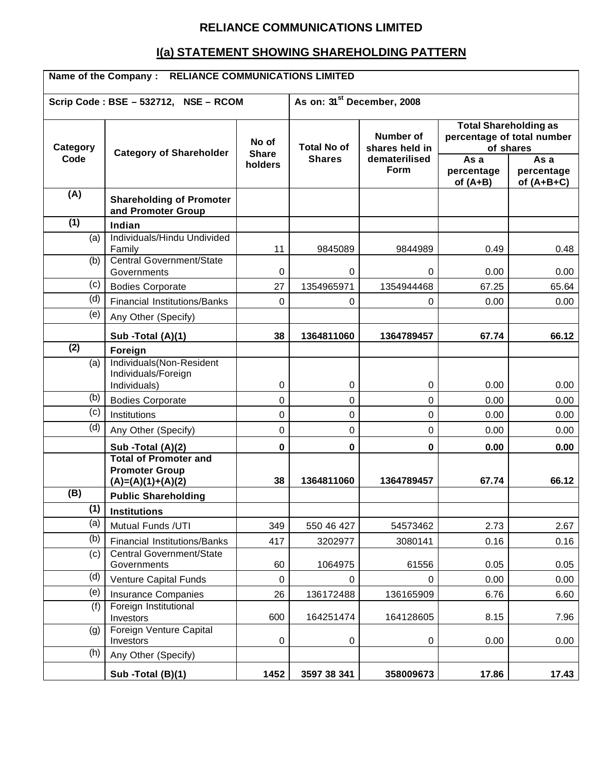# RELIANCE COMMUNICATIONS LIMITED

## I(a) STATEMENT SHOWING SHAREHOLDING PATTERN

**Name of the Company : RELIANCE COMMUNICATIONS LIMITED**

**Scrip Code : BSE – 532712, NSE – RCOM** | **As on: 31st December, 2008**

| Category Code | Category of Shareholder | No of Share holders | Total No of Shares | Number of shares held in dematerilised Form | Total Shareholding as percentage of total number of shares | |
|---|---|---|---|---|---|---|
| | | | | | As a percentage of (A+B) | As a percentage of (A+B+C) |
| **(A)** | **Shareholding of Promoter and Promoter Group** | | | | | |
| **(1)** | **Indian** | | | | | |
| (a) | Individuals/Hindu Undivided Family | 11 | 9845089 | 9844989 | 0.49 | 0.48 |
| (b) | Central Government/State Governments | 0 | 0 | 0 | 0.00 | 0.00 |
| (c) | Bodies Corporate | 27 | 1354965971 | 1354944468 | 67.25 | 65.64 |
| (d) | Financial Institutions/Banks | 0 | 0 | 0 | 0.00 | 0.00 |
| (e) | Any Other (Specify) | | | | | |
| | **Sub -Total (A)(1)** | **38** | **1364811060** | **1364789457** | **67.74** | **66.12** |
| **(2)** | **Foreign** | | | | | |
| (a) | Individuals(Non-Resident Individuals/Foreign Individuals) | 0 | 0 | 0 | 0.00 | 0.00 |
| (b) | Bodies Corporate | 0 | 0 | 0 | 0.00 | 0.00 |
| (c) | Institutions | 0 | 0 | 0 | 0.00 | 0.00 |
| (d) | Any Other (Specify) | 0 | 0 | 0 | 0.00 | 0.00 |
| | **Sub -Total (A)(2)** | **0** | **0** | **0** | **0.00** | **0.00** |
| | **Total of Promoter and Promoter Group (A)=(A)(1)+(A)(2)** | **38** | **1364811060** | **1364789457** | **67.74** | **66.12** |
| **(B)** | **Public Shareholding** | | | | | |
| **(1)** | **Institutions** | | | | | |
| (a) | Mutual Funds /UTI | 349 | 550 46 427 | 54573462 | 2.73 | 2.67 |
| (b) | Financial Institutions/Banks | 417 | 3202977 | 3080141 | 0.16 | 0.16 |
| (c) | Central Government/State Governments | 60 | 1064975 | 61556 | 0.05 | 0.05 |
| (d) | Venture Capital Funds | 0 | 0 | 0 | 0.00 | 0.00 |
| (e) | Insurance Companies | 26 | 136172488 | 136165909 | 6.76 | 6.60 |
| (f) | Foreign Institutional Investors | 600 | 164251474 | 164128605 | 8.15 | 7.96 |
| (g) | Foreign Venture Capital Investors | 0 | 0 | 0 | 0.00 | 0.00 |
| (h) | Any Other (Specify) | | | | | |
| | **Sub -Total (B)(1)** | **1452** | **3597 38 341** | **358009673** | **17.86** | **17.43** |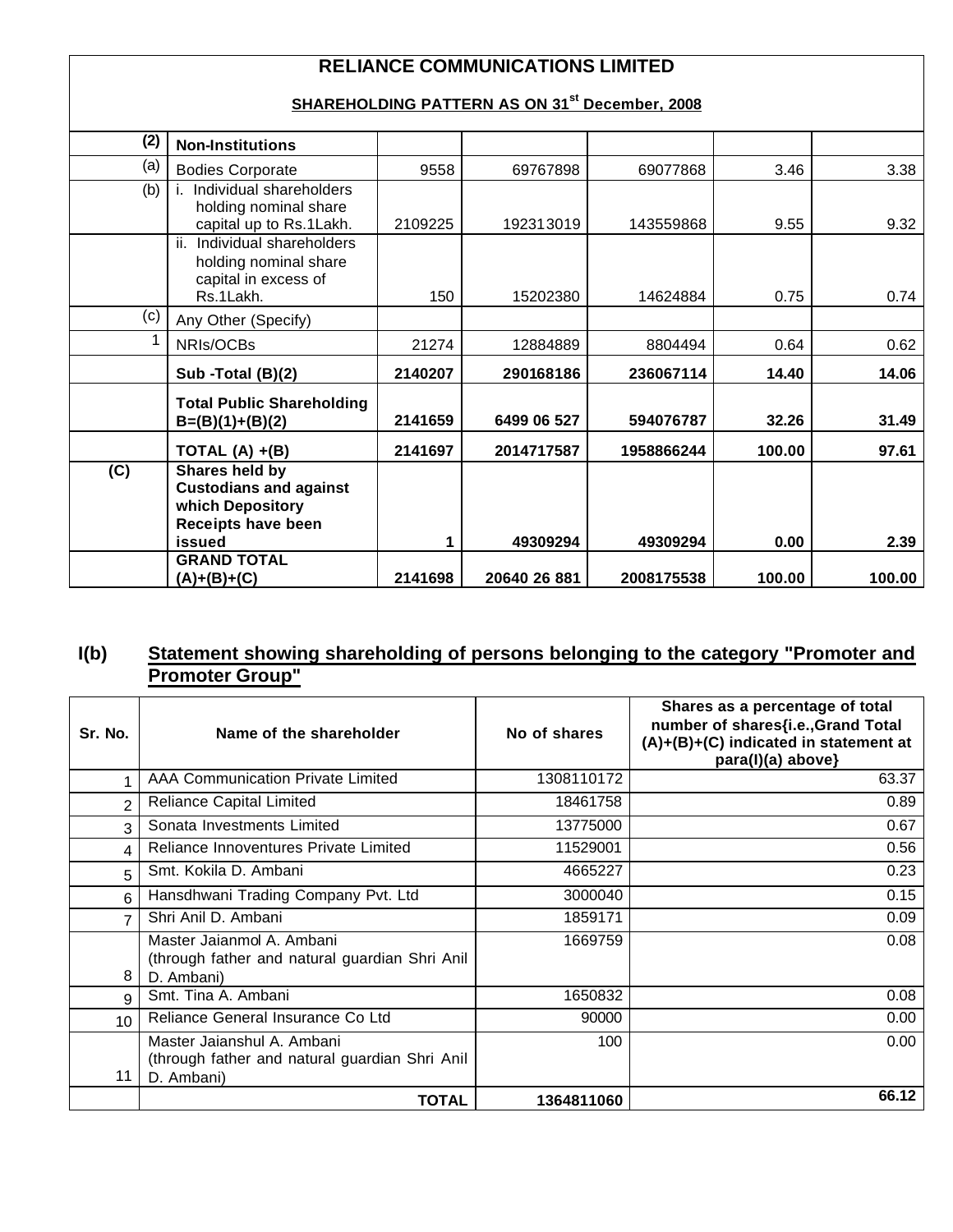# RELIANCE COMMUNICATIONS LIMITED

**SHAREHOLDING PATTERN AS ON 31[st] December, 2008**

| | | | | | | |
|---|---|---|---|---|---|---|
| **(2)** | **Non-Institutions** | | | | | |
| (a) | Bodies Corporate | 9558 | 69767898 | 69077868 | 3.46 | 3.38 |
| (b) | i. Individual shareholders holding nominal share capital up to Rs.1Lakh. | 2109225 | 192313019 | 143559868 | 9.55 | 9.32 |
| | ii. Individual shareholders holding nominal share capital in excess of Rs.1Lakh. | 150 | 15202380 | 14624884 | 0.75 | 0.74 |
| (c) | Any Other (Specify) | | | | | |
| 1 | NRIs/OCBs | 21274 | 12884889 | 8804494 | 0.64 | 0.62 |
| | **Sub -Total (B)(2)** | **2140207** | **290168186** | **236067114** | **14.40** | **14.06** |
| | **Total Public Shareholding B=(B)(1)+(B)(2)** | **2141659** | **6499 06 527** | **594076787** | **32.26** | **31.49** |
| | **TOTAL (A) +(B)** | **2141697** | **2014717587** | **1958866244** | **100.00** | **97.61** |
| **(C)** | **Shares held by Custodians and against which Depository Receipts have been issued** | **1** | **49309294** | **49309294** | **0.00** | **2.39** |
| | **GRAND TOTAL (A)+(B)+(C)** | **2141698** | **20640 26 881** | **2008175538** | **100.00** | **100.00** |

## I(b) Statement showing shareholding of persons belonging to the category "Promoter and Promoter Group"

| Sr. No. | Name of the shareholder | No of shares | Shares as a percentage of total number of shares{i.e.,Grand Total (A)+(B)+(C) indicated in statement at para(I)(a) above} |
|---|---|---|---|
| 1 | AAA Communication Private Limited | 1308110172 | 63.37 |
| 2 | Reliance Capital Limited | 18461758 | 0.89 |
| 3 | Sonata Investments Limited | 13775000 | 0.67 |
| 4 | Reliance Innoventures Private Limited | 11529001 | 0.56 |
| 5 | Smt. Kokila D. Ambani | 4665227 | 0.23 |
| 6 | Hansdhwani Trading Company Pvt. Ltd | 3000040 | 0.15 |
| 7 | Shri Anil D. Ambani | 1859171 | 0.09 |
| 8 | Master Jaianmol A. Ambani (through father and natural guardian Shri Anil D. Ambani) | 1669759 | 0.08 |
| 9 | Smt. Tina A. Ambani | 1650832 | 0.08 |
| 10 | Reliance General Insurance Co Ltd | 90000 | 0.00 |
| 11 | Master Jaianshul A. Ambani (through father and natural guardian Shri Anil D. Ambani) | 100 | 0.00 |
| | **TOTAL** | **1364811060** | **66.12** |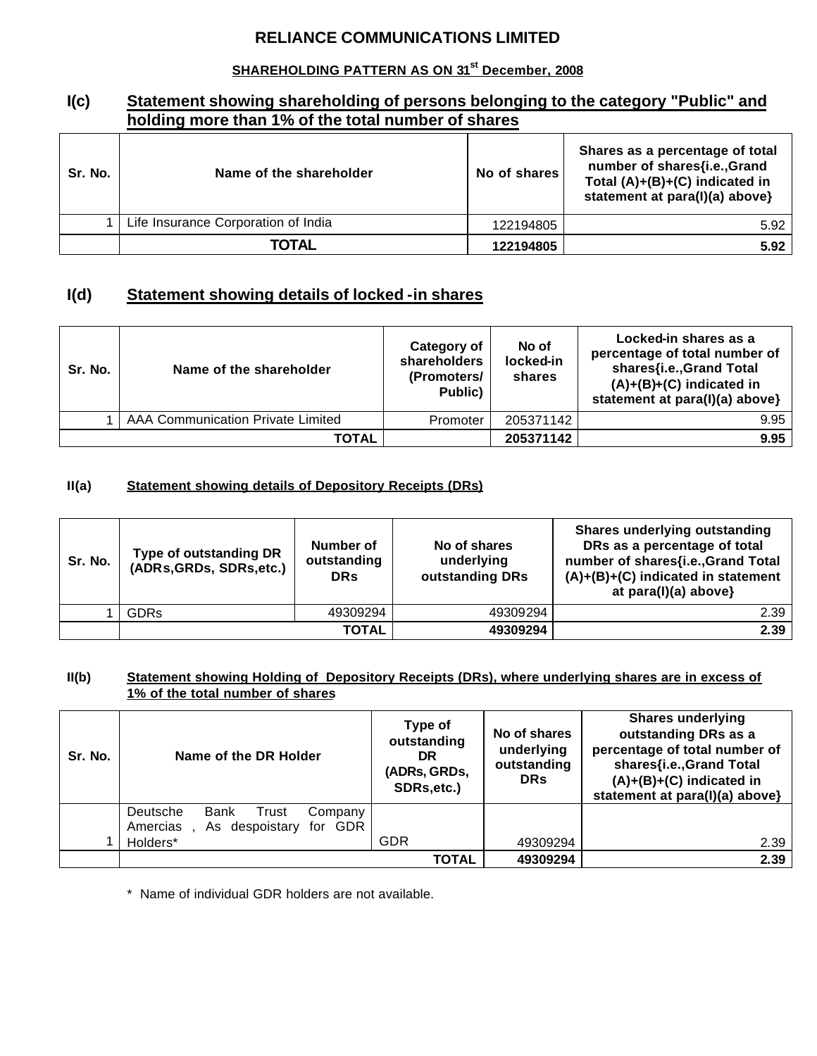# RELIANCE COMMUNICATIONS LIMITED

## SHAREHOLDING PATTERN AS ON 31st December, 2008

### I(c) Statement showing shareholding of persons belonging to the category "Public" and holding more than 1% of the total number of shares

| Sr. No. | Name of the shareholder | No of shares | Shares as a percentage of total number of shares{i.e.,Grand Total (A)+(B)+(C) indicated in statement at para(I)(a) above} |
|---|---|---|---|
| 1 | Life Insurance Corporation of India | 122194805 | 5.92 |
| | **TOTAL** | **122194805** | **5.92** |

### I(d) Statement showing details of locked -in shares

| Sr. No. | Name of the shareholder | Category of shareholders (Promoters/ Public) | No of locked-in shares | Locked-in shares as a percentage of total number of shares{i.e.,Grand Total (A)+(B)+(C) indicated in statement at para(I)(a) above} |
|---|---|---|---|---|
| 1 | AAA Communication Private Limited | Promoter | 205371142 | 9.95 |
| | **TOTAL** | | **205371142** | **9.95** |

### II(a) Statement showing details of Depository Receipts (DRs)

| Sr. No. | Type of outstanding DR (ADRs,GRDs, SDRs,etc.) | Number of outstanding DRs | No of shares underlying outstanding DRs | Shares underlying outstanding DRs as a percentage of total number of shares{i.e.,Grand Total (A)+(B)+(C) indicated in statement at para(I)(a) above} |
|---|---|---|---|---|
| 1 | GDRs | 49309294 | 49309294 | 2.39 |
| | | **TOTAL** | **49309294** | **2.39** |

### II(b) Statement showing Holding of Depository Receipts (DRs), where underlying shares are in excess of 1% of the total number of shares

| Sr. No. | Name of the DR Holder | Type of outstanding DR (ADRs, GRDs, SDRs,etc.) | No of shares underlying outstanding DRs | Shares underlying outstanding DRs as a percentage of total number of shares{i.e.,Grand Total (A)+(B)+(C) indicated in statement at para(I)(a) above} |
|---|---|---|---|---|
| 1 | Deutsche Bank Trust Company Amercias , As despoistary for GDR Holders* | GDR | 49309294 | 2.39 |
| | | **TOTAL** | **49309294** | **2.39** |

* Name of individual GDR holders are not available.